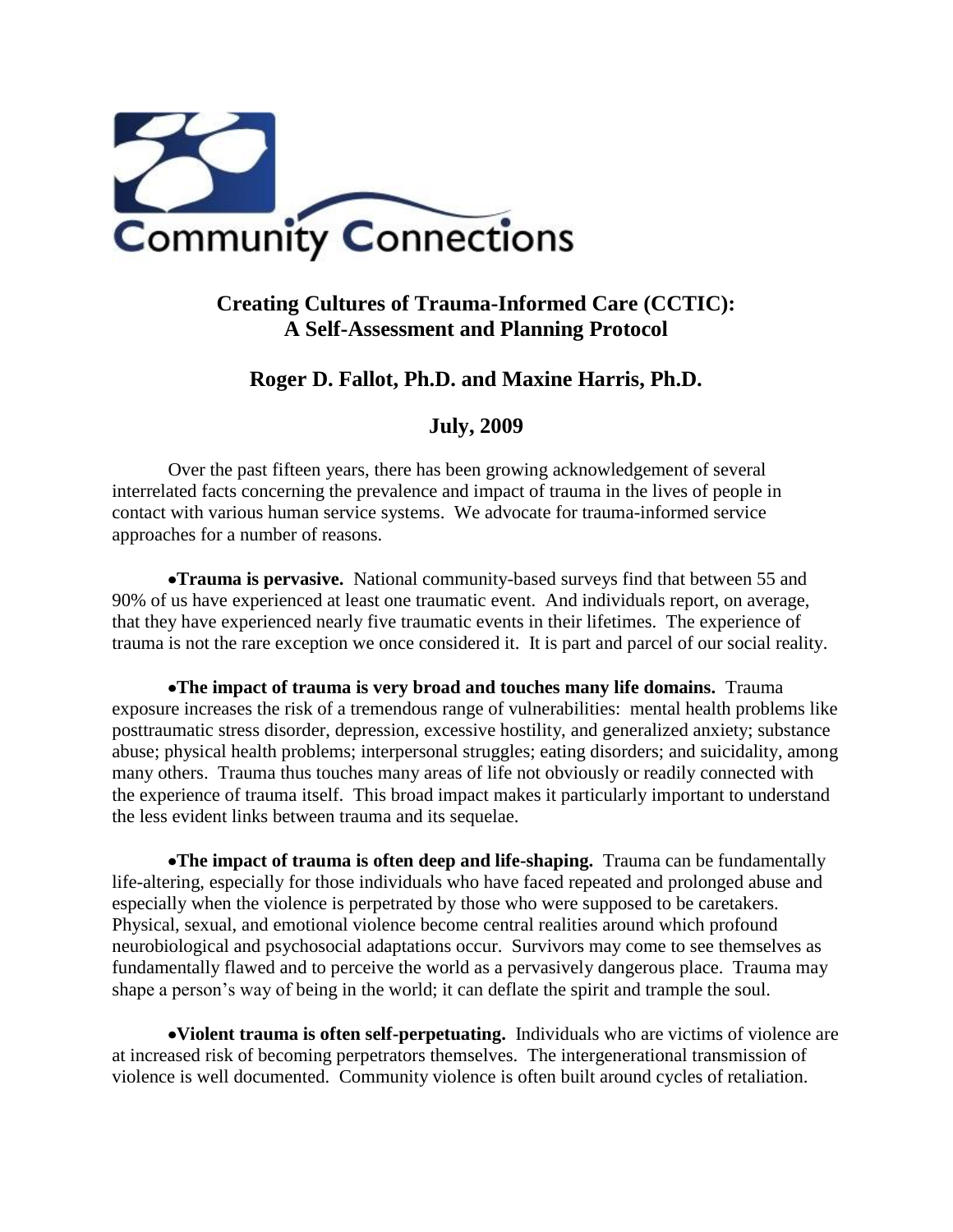Community Connections

# Creating Cultures of Trauma-Informed Care (CCTIC): A Self-Assessment and Planning Protocol

## Roger D. Fallot, Ph.D. and Maxine Harris, Ph.D.

## July, 2009

Over the past fifteen years, there has been growing acknowledgement of several interrelated facts concerning the prevalence and impact of trauma in the lives of people in contact with various human service systems. We advocate for trauma-informed service approaches for a number of reasons.

- **Trauma is pervasive.** National community-based surveys find that between 55 and 90% of us have experienced at least one traumatic event. And individuals report, on average, that they have experienced nearly five traumatic events in their lifetimes. The experience of trauma is not the rare exception we once considered it. It is part and parcel of our social reality.

- **The impact of trauma is very broad and touches many life domains.** Trauma exposure increases the risk of a tremendous range of vulnerabilities: mental health problems like posttraumatic stress disorder, depression, excessive hostility, and generalized anxiety; substance abuse; physical health problems; interpersonal struggles; eating disorders; and suicidality, among many others. Trauma thus touches many areas of life not obviously or readily connected with the experience of trauma itself. This broad impact makes it particularly important to understand the less evident links between trauma and its sequelae.

- **The impact of trauma is often deep and life-shaping.** Trauma can be fundamentally life-altering, especially for those individuals who have faced repeated and prolonged abuse and especially when the violence is perpetrated by those who were supposed to be caretakers. Physical, sexual, and emotional violence become central realities around which profound neurobiological and psychosocial adaptations occur. Survivors may come to see themselves as fundamentally flawed and to perceive the world as a pervasively dangerous place. Trauma may shape a person's way of being in the world; it can deflate the spirit and trample the soul.

- **Violent trauma is often self-perpetuating.** Individuals who are victims of violence are at increased risk of becoming perpetrators themselves. The intergenerational transmission of violence is well documented. Community violence is often built around cycles of retaliation.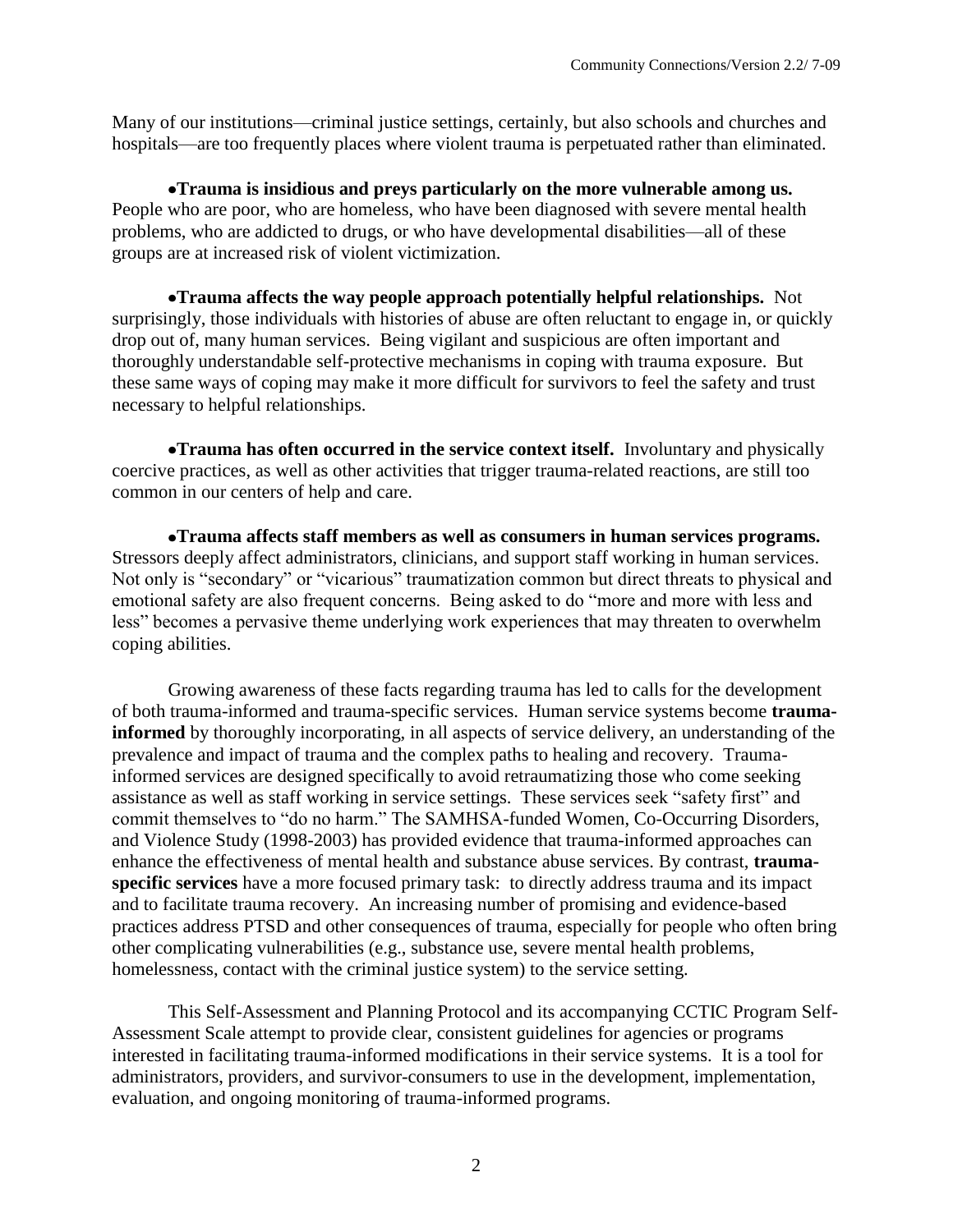Many of our institutions—criminal justice settings, certainly, but also schools and churches and hospitals—are too frequently places where violent trauma is perpetuated rather than eliminated.

- **Trauma is insidious and preys particularly on the more vulnerable among us.** People who are poor, who are homeless, who have been diagnosed with severe mental health problems, who are addicted to drugs, or who have developmental disabilities—all of these groups are at increased risk of violent victimization.

- **Trauma affects the way people approach potentially helpful relationships.** Not surprisingly, those individuals with histories of abuse are often reluctant to engage in, or quickly drop out of, many human services. Being vigilant and suspicious are often important and thoroughly understandable self-protective mechanisms in coping with trauma exposure. But these same ways of coping may make it more difficult for survivors to feel the safety and trust necessary to helpful relationships.

- **Trauma has often occurred in the service context itself.** Involuntary and physically coercive practices, as well as other activities that trigger trauma-related reactions, are still too common in our centers of help and care.

- **Trauma affects staff members as well as consumers in human services programs.** Stressors deeply affect administrators, clinicians, and support staff working in human services. Not only is "secondary" or "vicarious" traumatization common but direct threats to physical and emotional safety are also frequent concerns. Being asked to do "more and more with less and less" becomes a pervasive theme underlying work experiences that may threaten to overwhelm coping abilities.

Growing awareness of these facts regarding trauma has led to calls for the development of both trauma-informed and trauma-specific services. Human service systems become **trauma-informed** by thoroughly incorporating, in all aspects of service delivery, an understanding of the prevalence and impact of trauma and the complex paths to healing and recovery. Trauma-informed services are designed specifically to avoid retraumatizing those who come seeking assistance as well as staff working in service settings. These services seek "safety first" and commit themselves to "do no harm." The SAMHSA-funded Women, Co-Occurring Disorders, and Violence Study (1998-2003) has provided evidence that trauma-informed approaches can enhance the effectiveness of mental health and substance abuse services. By contrast, **trauma-specific services** have a more focused primary task: to directly address trauma and its impact and to facilitate trauma recovery. An increasing number of promising and evidence-based practices address PTSD and other consequences of trauma, especially for people who often bring other complicating vulnerabilities (e.g., substance use, severe mental health problems, homelessness, contact with the criminal justice system) to the service setting.

This Self-Assessment and Planning Protocol and its accompanying CCTIC Program Self-Assessment Scale attempt to provide clear, consistent guidelines for agencies or programs interested in facilitating trauma-informed modifications in their service systems. It is a tool for administrators, providers, and survivor-consumers to use in the development, implementation, evaluation, and ongoing monitoring of trauma-informed programs.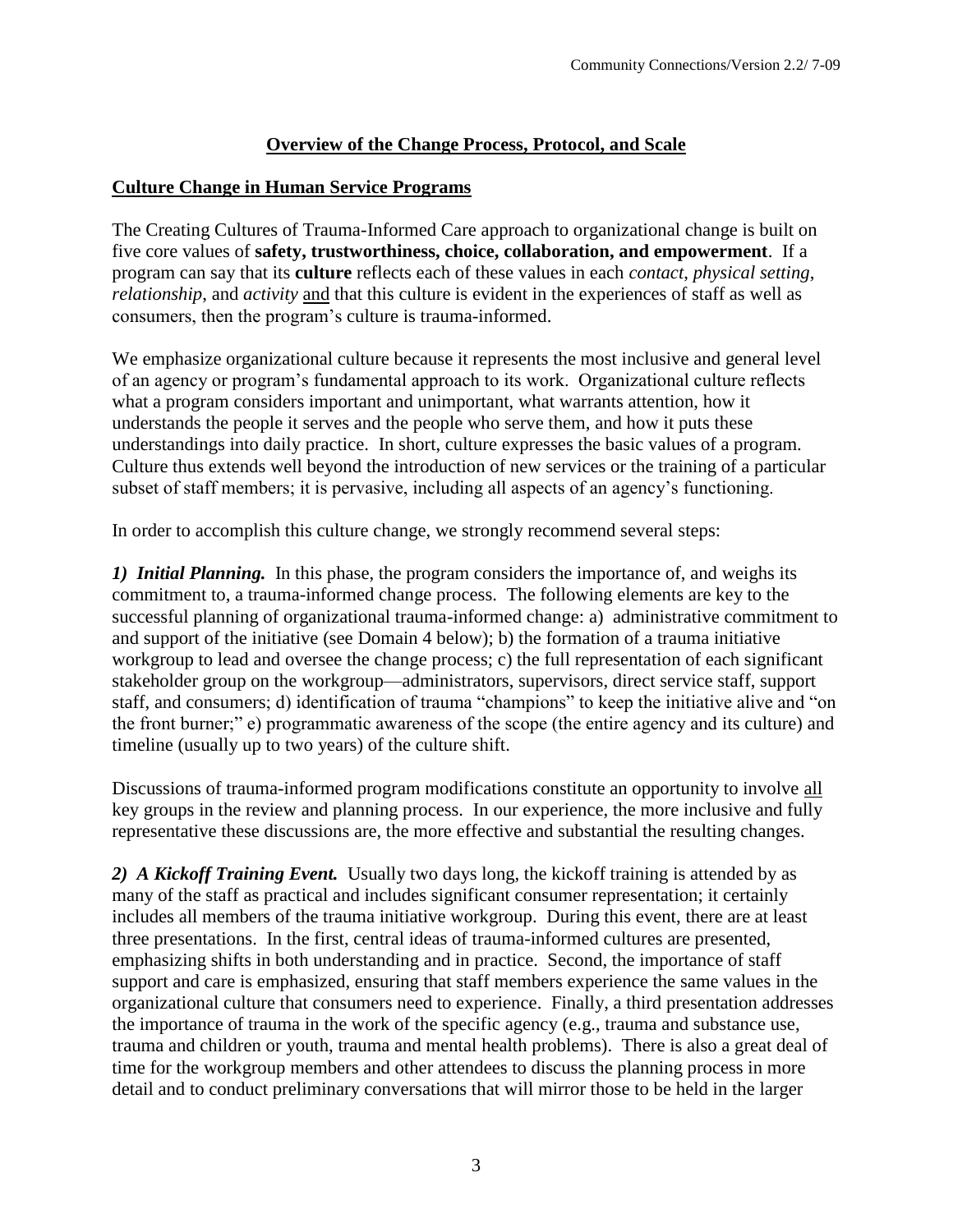## Overview of the Change Process, Protocol, and Scale

### Culture Change in Human Service Programs

The Creating Cultures of Trauma-Informed Care approach to organizational change is built on five core values of **safety, trustworthiness, choice, collaboration, and empowerment**. If a program can say that its **culture** reflects each of these values in each *contact*, *physical setting*, *relationship*, and *activity* and that this culture is evident in the experiences of staff as well as consumers, then the program's culture is trauma-informed.

We emphasize organizational culture because it represents the most inclusive and general level of an agency or program's fundamental approach to its work. Organizational culture reflects what a program considers important and unimportant, what warrants attention, how it understands the people it serves and the people who serve them, and how it puts these understandings into daily practice. In short, culture expresses the basic values of a program. Culture thus extends well beyond the introduction of new services or the training of a particular subset of staff members; it is pervasive, including all aspects of an agency's functioning.

In order to accomplish this culture change, we strongly recommend several steps:

***1) Initial Planning.*** In this phase, the program considers the importance of, and weighs its commitment to, a trauma-informed change process. The following elements are key to the successful planning of organizational trauma-informed change: a) administrative commitment to and support of the initiative (see Domain 4 below); b) the formation of a trauma initiative workgroup to lead and oversee the change process; c) the full representation of each significant stakeholder group on the workgroup—administrators, supervisors, direct service staff, support staff, and consumers; d) identification of trauma "champions" to keep the initiative alive and "on the front burner;" e) programmatic awareness of the scope (the entire agency and its culture) and timeline (usually up to two years) of the culture shift.

Discussions of trauma-informed program modifications constitute an opportunity to involve all key groups in the review and planning process. In our experience, the more inclusive and fully representative these discussions are, the more effective and substantial the resulting changes.

***2) A Kickoff Training Event.*** Usually two days long, the kickoff training is attended by as many of the staff as practical and includes significant consumer representation; it certainly includes all members of the trauma initiative workgroup. During this event, there are at least three presentations. In the first, central ideas of trauma-informed cultures are presented, emphasizing shifts in both understanding and in practice. Second, the importance of staff support and care is emphasized, ensuring that staff members experience the same values in the organizational culture that consumers need to experience. Finally, a third presentation addresses the importance of trauma in the work of the specific agency (e.g., trauma and substance use, trauma and children or youth, trauma and mental health problems). There is also a great deal of time for the workgroup members and other attendees to discuss the planning process in more detail and to conduct preliminary conversations that will mirror those to be held in the larger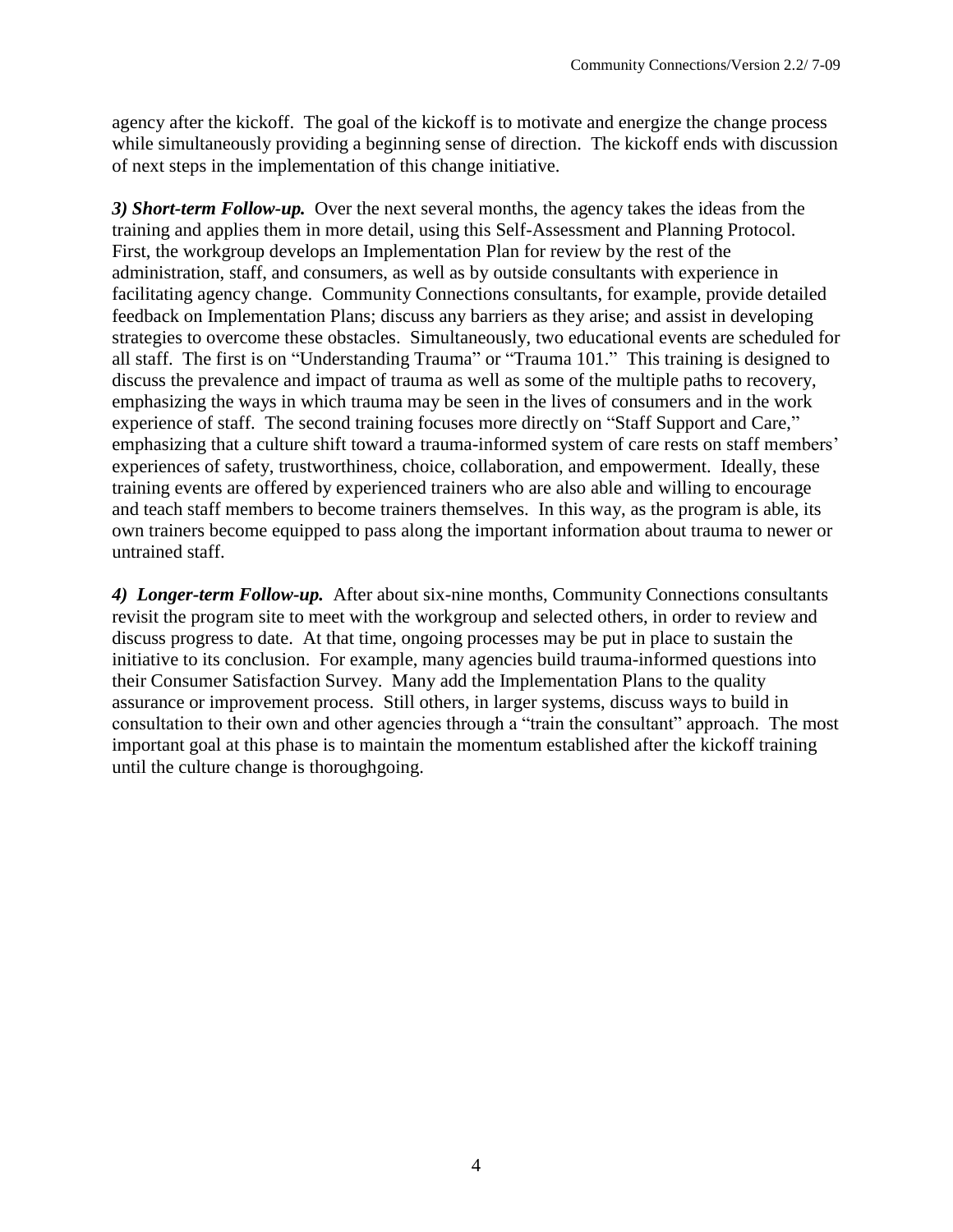agency after the kickoff. The goal of the kickoff is to motivate and energize the change process while simultaneously providing a beginning sense of direction. The kickoff ends with discussion of next steps in the implementation of this change initiative.

***3) Short-term Follow-up.*** Over the next several months, the agency takes the ideas from the training and applies them in more detail, using this Self-Assessment and Planning Protocol. First, the workgroup develops an Implementation Plan for review by the rest of the administration, staff, and consumers, as well as by outside consultants with experience in facilitating agency change. Community Connections consultants, for example, provide detailed feedback on Implementation Plans; discuss any barriers as they arise; and assist in developing strategies to overcome these obstacles. Simultaneously, two educational events are scheduled for all staff. The first is on "Understanding Trauma" or "Trauma 101." This training is designed to discuss the prevalence and impact of trauma as well as some of the multiple paths to recovery, emphasizing the ways in which trauma may be seen in the lives of consumers and in the work experience of staff. The second training focuses more directly on "Staff Support and Care," emphasizing that a culture shift toward a trauma-informed system of care rests on staff members' experiences of safety, trustworthiness, choice, collaboration, and empowerment. Ideally, these training events are offered by experienced trainers who are also able and willing to encourage and teach staff members to become trainers themselves. In this way, as the program is able, its own trainers become equipped to pass along the important information about trauma to newer or untrained staff.

***4) Longer-term Follow-up.*** After about six-nine months, Community Connections consultants revisit the program site to meet with the workgroup and selected others, in order to review and discuss progress to date. At that time, ongoing processes may be put in place to sustain the initiative to its conclusion. For example, many agencies build trauma-informed questions into their Consumer Satisfaction Survey. Many add the Implementation Plans to the quality assurance or improvement process. Still others, in larger systems, discuss ways to build in consultation to their own and other agencies through a "train the consultant" approach. The most important goal at this phase is to maintain the momentum established after the kickoff training until the culture change is thoroughgoing.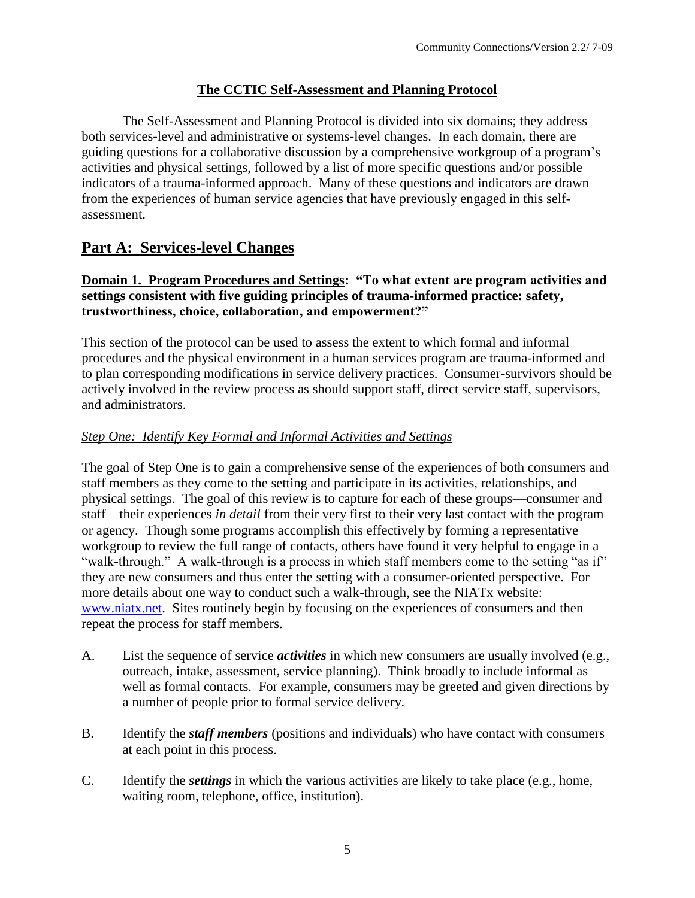## The CCTIC Self-Assessment and Planning Protocol

The Self-Assessment and Planning Protocol is divided into six domains; they address both services-level and administrative or systems-level changes. In each domain, there are guiding questions for a collaborative discussion by a comprehensive workgroup of a program's activities and physical settings, followed by a list of more specific questions and/or possible indicators of a trauma-informed approach. Many of these questions and indicators are drawn from the experiences of human service agencies that have previously engaged in this self-assessment.

# Part A: Services-level Changes

**Domain 1. Program Procedures and Settings: "To what extent are program activities and settings consistent with five guiding principles of trauma-informed practice: safety, trustworthiness, choice, collaboration, and empowerment?"**

This section of the protocol can be used to assess the extent to which formal and informal procedures and the physical environment in a human services program are trauma-informed and to plan corresponding modifications in service delivery practices. Consumer-survivors should be actively involved in the review process as should support staff, direct service staff, supervisors, and administrators.

*Step One: Identify Key Formal and Informal Activities and Settings*

The goal of Step One is to gain a comprehensive sense of the experiences of both consumers and staff members as they come to the setting and participate in its activities, relationships, and physical settings. The goal of this review is to capture for each of these groups—consumer and staff—their experiences *in detail* from their very first to their very last contact with the program or agency. Though some programs accomplish this effectively by forming a representative workgroup to review the full range of contacts, others have found it very helpful to engage in a "walk-through." A walk-through is a process in which staff members come to the setting "as if" they are new consumers and thus enter the setting with a consumer-oriented perspective. For more details about one way to conduct such a walk-through, see the NIATx website: www.niatx.net. Sites routinely begin by focusing on the experiences of consumers and then repeat the process for staff members.

A. List the sequence of service ***activities*** in which new consumers are usually involved (e.g., outreach, intake, assessment, service planning). Think broadly to include informal as well as formal contacts. For example, consumers may be greeted and given directions by a number of people prior to formal service delivery.

B. Identify the ***staff members*** (positions and individuals) who have contact with consumers at each point in this process.

C. Identify the ***settings*** in which the various activities are likely to take place (e.g., home, waiting room, telephone, office, institution).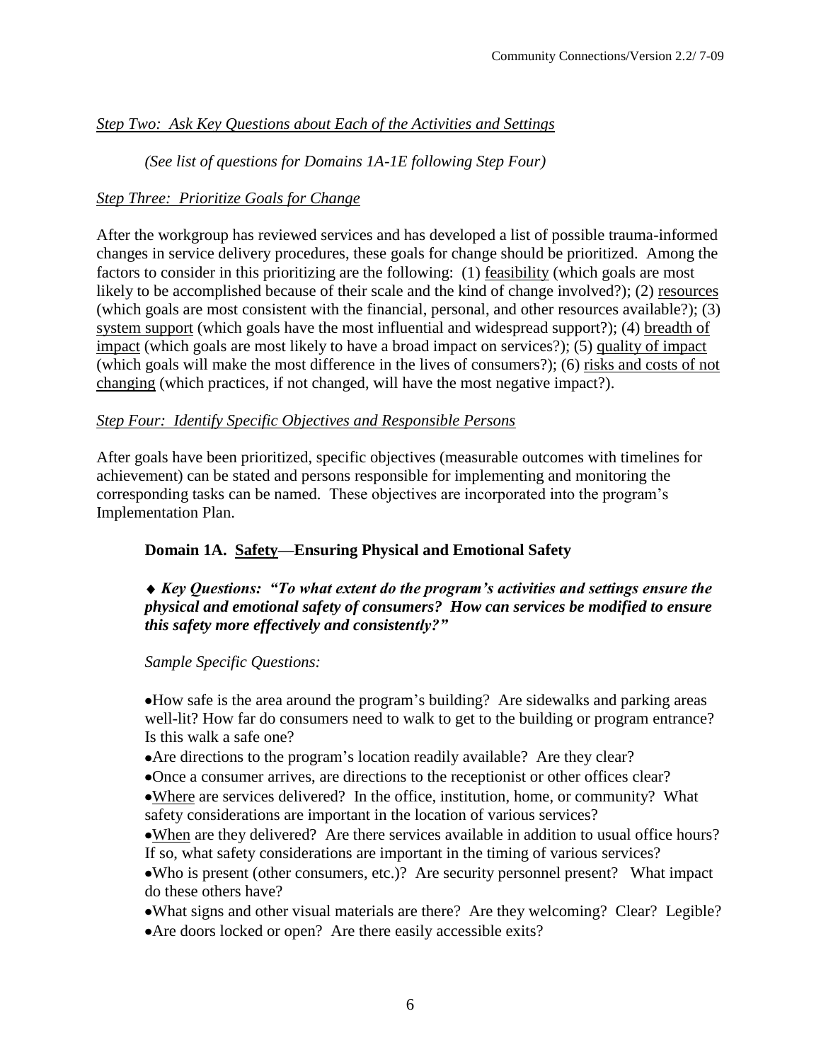*Step Two: Ask Key Questions about Each of the Activities and Settings*

*(See list of questions for Domains 1A-1E following Step Four)*

*Step Three: Prioritize Goals for Change*

After the workgroup has reviewed services and has developed a list of possible trauma-informed changes in service delivery procedures, these goals for change should be prioritized. Among the factors to consider in this prioritizing are the following: (1) feasibility (which goals are most likely to be accomplished because of their scale and the kind of change involved?); (2) resources (which goals are most consistent with the financial, personal, and other resources available?); (3) system support (which goals have the most influential and widespread support?); (4) breadth of impact (which goals are most likely to have a broad impact on services?); (5) quality of impact (which goals will make the most difference in the lives of consumers?); (6) risks and costs of not changing (which practices, if not changed, will have the most negative impact?).

*Step Four: Identify Specific Objectives and Responsible Persons*

After goals have been prioritized, specific objectives (measurable outcomes with timelines for achievement) can be stated and persons responsible for implementing and monitoring the corresponding tasks can be named. These objectives are incorporated into the program's Implementation Plan.

### Domain 1A. Safety—Ensuring Physical and Emotional Safety

◆ ***Key Questions: "To what extent do the program's activities and settings ensure the physical and emotional safety of consumers? How can services be modified to ensure this safety more effectively and consistently?"***

*Sample Specific Questions:*

- How safe is the area around the program's building? Are sidewalks and parking areas well-lit? How far do consumers need to walk to get to the building or program entrance? Is this walk a safe one?
- Are directions to the program's location readily available? Are they clear?
- Once a consumer arrives, are directions to the receptionist or other offices clear?
- Where are services delivered? In the office, institution, home, or community? What safety considerations are important in the location of various services?
- When are they delivered? Are there services available in addition to usual office hours? If so, what safety considerations are important in the timing of various services?
- Who is present (other consumers, etc.)? Are security personnel present? What impact do these others have?
- What signs and other visual materials are there? Are they welcoming? Clear? Legible?
- Are doors locked or open? Are there easily accessible exits?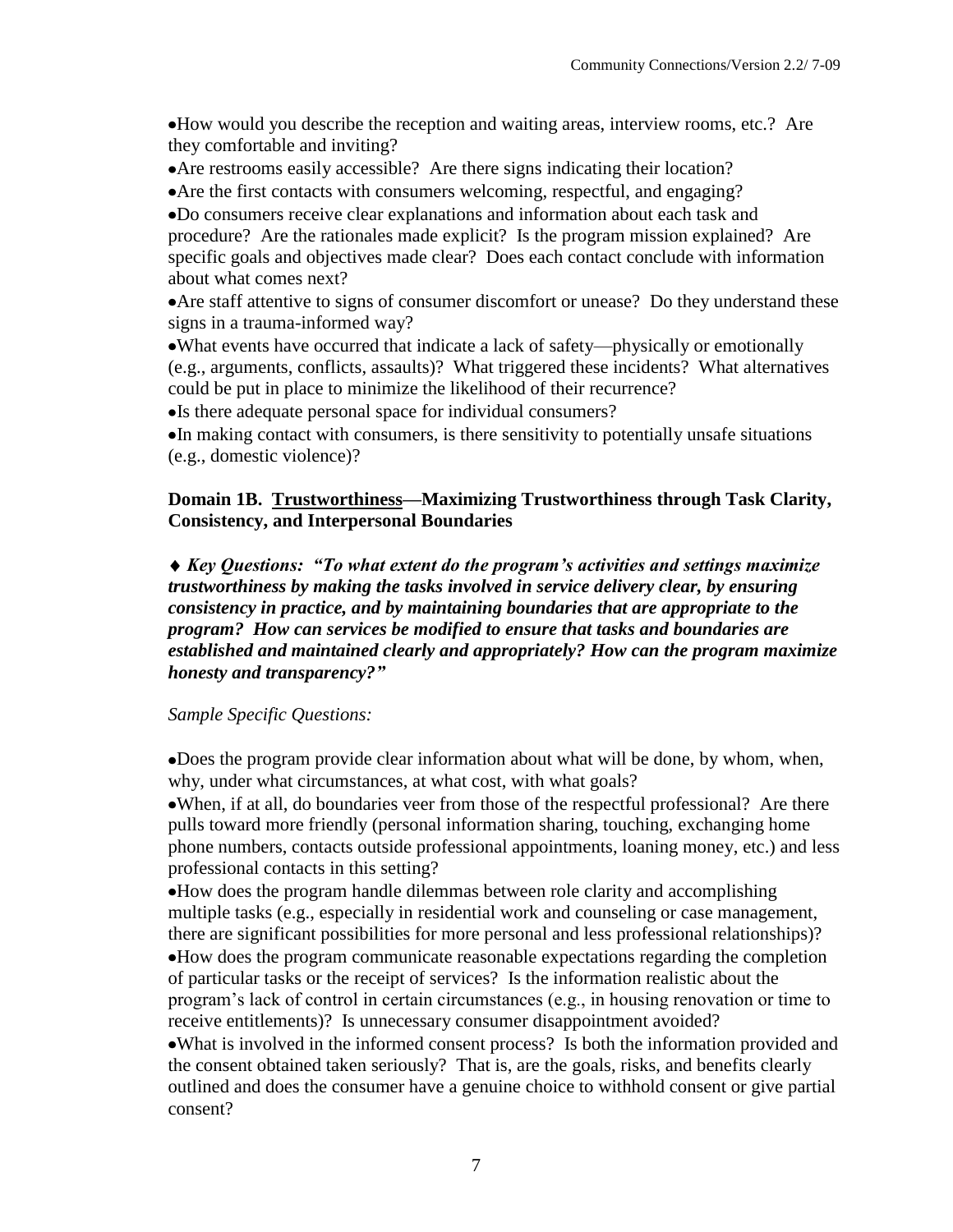- How would you describe the reception and waiting areas, interview rooms, etc.? Are they comfortable and inviting?
- Are restrooms easily accessible? Are there signs indicating their location?
- Are the first contacts with consumers welcoming, respectful, and engaging?
- Do consumers receive clear explanations and information about each task and procedure? Are the rationales made explicit? Is the program mission explained? Are specific goals and objectives made clear? Does each contact conclude with information about what comes next?
- Are staff attentive to signs of consumer discomfort or unease? Do they understand these signs in a trauma-informed way?
- What events have occurred that indicate a lack of safety—physically or emotionally (e.g., arguments, conflicts, assaults)? What triggered these incidents? What alternatives could be put in place to minimize the likelihood of their recurrence?
- Is there adequate personal space for individual consumers?
- In making contact with consumers, is there sensitivity to potentially unsafe situations (e.g., domestic violence)?

### Domain 1B. Trustworthiness—Maximizing Trustworthiness through Task Clarity, Consistency, and Interpersonal Boundaries

♦ ***Key Questions: "To what extent do the program's activities and settings maximize trustworthiness by making the tasks involved in service delivery clear, by ensuring consistency in practice, and by maintaining boundaries that are appropriate to the program? How can services be modified to ensure that tasks and boundaries are established and maintained clearly and appropriately? How can the program maximize honesty and transparency?"***

*Sample Specific Questions:*

- Does the program provide clear information about what will be done, by whom, when, why, under what circumstances, at what cost, with what goals?
- When, if at all, do boundaries veer from those of the respectful professional? Are there pulls toward more friendly (personal information sharing, touching, exchanging home phone numbers, contacts outside professional appointments, loaning money, etc.) and less professional contacts in this setting?
- How does the program handle dilemmas between role clarity and accomplishing multiple tasks (e.g., especially in residential work and counseling or case management, there are significant possibilities for more personal and less professional relationships)?
- How does the program communicate reasonable expectations regarding the completion of particular tasks or the receipt of services? Is the information realistic about the program's lack of control in certain circumstances (e.g., in housing renovation or time to receive entitlements)? Is unnecessary consumer disappointment avoided?
- What is involved in the informed consent process? Is both the information provided and the consent obtained taken seriously? That is, are the goals, risks, and benefits clearly outlined and does the consumer have a genuine choice to withhold consent or give partial consent?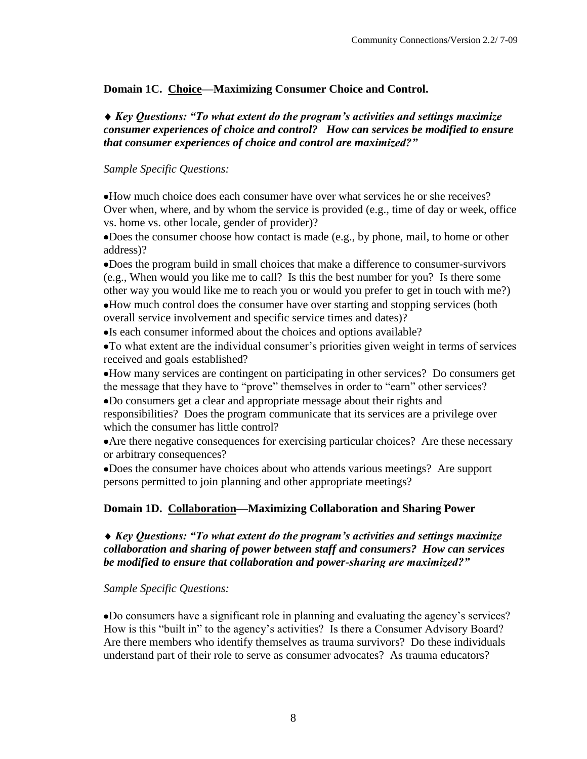**Domain 1C. <u>Choice</u>—Maximizing Consumer Choice and Control.**

♦ ***Key Questions: "To what extent do the program's activities and settings maximize consumer experiences of choice and control? How can services be modified to ensure that consumer experiences of choice and control are maximized?"***

*Sample Specific Questions:*

- How much choice does each consumer have over what services he or she receives? Over when, where, and by whom the service is provided (e.g., time of day or week, office vs. home vs. other locale, gender of provider)?
- Does the consumer choose how contact is made (e.g., by phone, mail, to home or other address)?
- Does the program build in small choices that make a difference to consumer-survivors (e.g., When would you like me to call? Is this the best number for you? Is there some other way you would like me to reach you or would you prefer to get in touch with me?)
- How much control does the consumer have over starting and stopping services (both overall service involvement and specific service times and dates)?
- Is each consumer informed about the choices and options available?
- To what extent are the individual consumer's priorities given weight in terms of services received and goals established?
- How many services are contingent on participating in other services? Do consumers get the message that they have to "prove" themselves in order to "earn" other services?
- Do consumers get a clear and appropriate message about their rights and responsibilities? Does the program communicate that its services are a privilege over which the consumer has little control?
- Are there negative consequences for exercising particular choices? Are these necessary or arbitrary consequences?
- Does the consumer have choices about who attends various meetings? Are support persons permitted to join planning and other appropriate meetings?

**Domain 1D. <u>Collaboration</u>—Maximizing Collaboration and Sharing Power**

♦ ***Key Questions: "To what extent do the program's activities and settings maximize collaboration and sharing of power between staff and consumers? How can services be modified to ensure that collaboration and power-sharing are maximized?"***

*Sample Specific Questions:*

- Do consumers have a significant role in planning and evaluating the agency's services? How is this "built in" to the agency's activities? Is there a Consumer Advisory Board? Are there members who identify themselves as trauma survivors? Do these individuals understand part of their role to serve as consumer advocates? As trauma educators?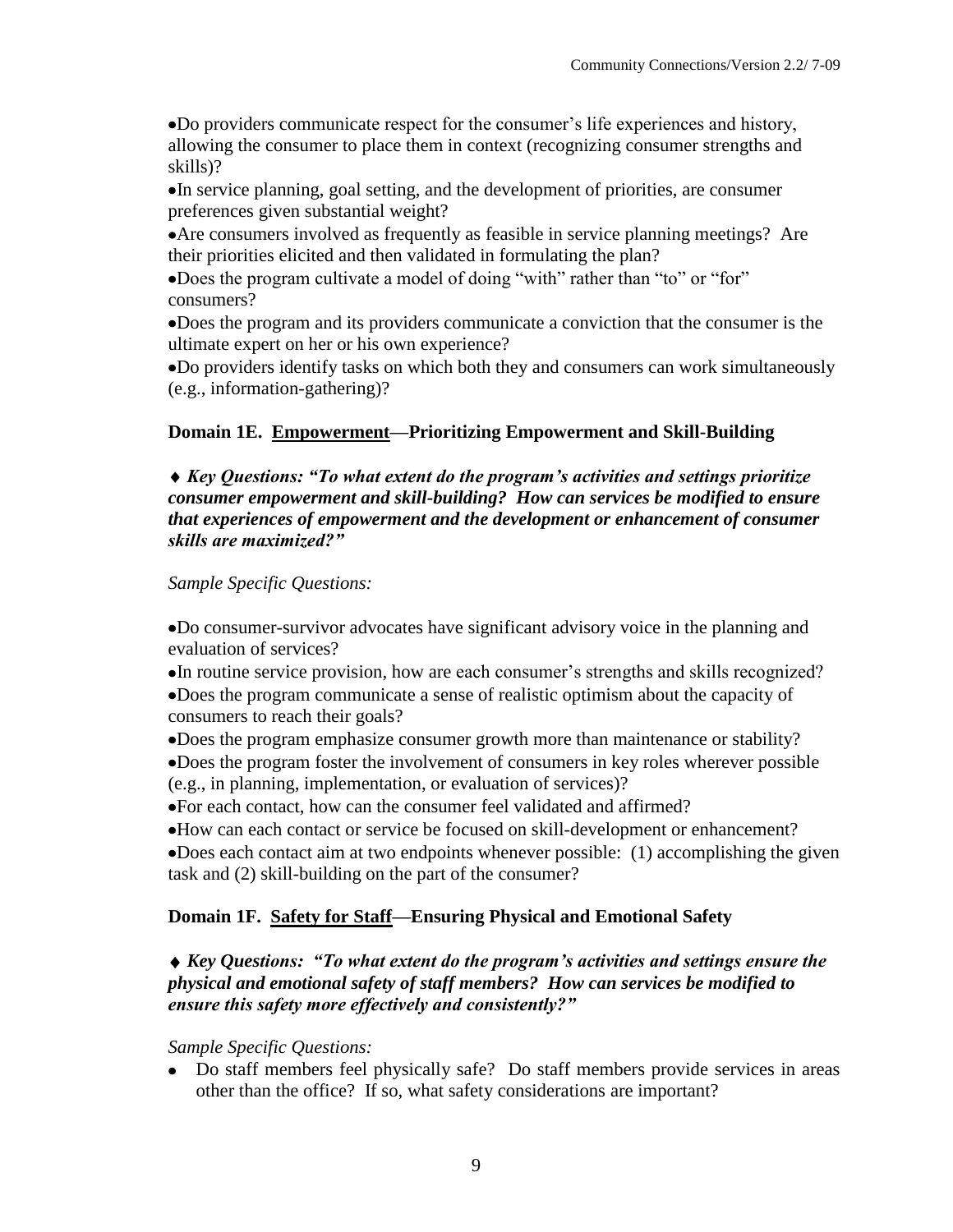- Do providers communicate respect for the consumer's life experiences and history, allowing the consumer to place them in context (recognizing consumer strengths and skills)?
- In service planning, goal setting, and the development of priorities, are consumer preferences given substantial weight?
- Are consumers involved as frequently as feasible in service planning meetings? Are their priorities elicited and then validated in formulating the plan?
- Does the program cultivate a model of doing "with" rather than "to" or "for" consumers?
- Does the program and its providers communicate a conviction that the consumer is the ultimate expert on her or his own experience?
- Do providers identify tasks on which both they and consumers can work simultaneously (e.g., information-gathering)?

### Domain 1E. Empowerment—Prioritizing Empowerment and Skill-Building

♦ ***Key Questions: "To what extent do the program's activities and settings prioritize consumer empowerment and skill-building? How can services be modified to ensure that experiences of empowerment and the development or enhancement of consumer skills are maximized?"***

*Sample Specific Questions:*

- Do consumer-survivor advocates have significant advisory voice in the planning and evaluation of services?
- In routine service provision, how are each consumer's strengths and skills recognized?
- Does the program communicate a sense of realistic optimism about the capacity of consumers to reach their goals?
- Does the program emphasize consumer growth more than maintenance or stability?
- Does the program foster the involvement of consumers in key roles wherever possible (e.g., in planning, implementation, or evaluation of services)?
- For each contact, how can the consumer feel validated and affirmed?
- How can each contact or service be focused on skill-development or enhancement?
- Does each contact aim at two endpoints whenever possible: (1) accomplishing the given task and (2) skill-building on the part of the consumer?

### Domain 1F. Safety for Staff—Ensuring Physical and Emotional Safety

♦ ***Key Questions: "To what extent do the program's activities and settings ensure the physical and emotional safety of staff members? How can services be modified to ensure this safety more effectively and consistently?"***

*Sample Specific Questions:*

- Do staff members feel physically safe? Do staff members provide services in areas other than the office? If so, what safety considerations are important?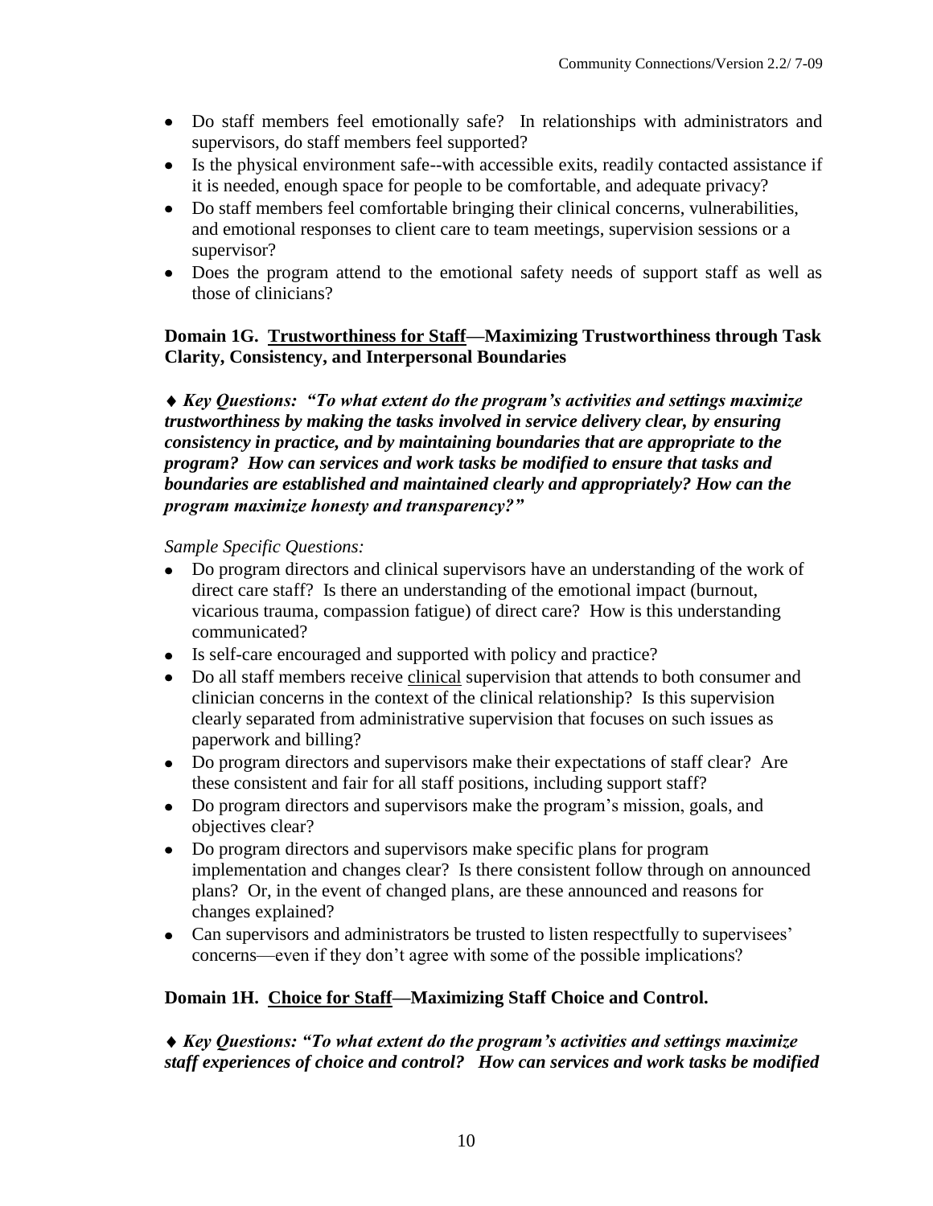- Do staff members feel emotionally safe? In relationships with administrators and supervisors, do staff members feel supported?
- Is the physical environment safe--with accessible exits, readily contacted assistance if it is needed, enough space for people to be comfortable, and adequate privacy?
- Do staff members feel comfortable bringing their clinical concerns, vulnerabilities, and emotional responses to client care to team meetings, supervision sessions or a supervisor?
- Does the program attend to the emotional safety needs of support staff as well as those of clinicians?

**Domain 1G. <u>Trustworthiness for Staff</u>—Maximizing Trustworthiness through Task Clarity, Consistency, and Interpersonal Boundaries**

♦ ***Key Questions: "To what extent do the program's activities and settings maximize trustworthiness by making the tasks involved in service delivery clear, by ensuring consistency in practice, and by maintaining boundaries that are appropriate to the program? How can services and work tasks be modified to ensure that tasks and boundaries are established and maintained clearly and appropriately? How can the program maximize honesty and transparency?"***

*Sample Specific Questions:*

- Do program directors and clinical supervisors have an understanding of the work of direct care staff? Is there an understanding of the emotional impact (burnout, vicarious trauma, compassion fatigue) of direct care? How is this understanding communicated?
- Is self-care encouraged and supported with policy and practice?
- Do all staff members receive <u>clinical</u> supervision that attends to both consumer and clinician concerns in the context of the clinical relationship? Is this supervision clearly separated from administrative supervision that focuses on such issues as paperwork and billing?
- Do program directors and supervisors make their expectations of staff clear? Are these consistent and fair for all staff positions, including support staff?
- Do program directors and supervisors make the program's mission, goals, and objectives clear?
- Do program directors and supervisors make specific plans for program implementation and changes clear? Is there consistent follow through on announced plans? Or, in the event of changed plans, are these announced and reasons for changes explained?
- Can supervisors and administrators be trusted to listen respectfully to supervisees' concerns—even if they don't agree with some of the possible implications?

**Domain 1H. <u>Choice for Staff</u>—Maximizing Staff Choice and Control.**

♦ ***Key Questions: "To what extent do the program's activities and settings maximize staff experiences of choice and control? How can services and work tasks be modified***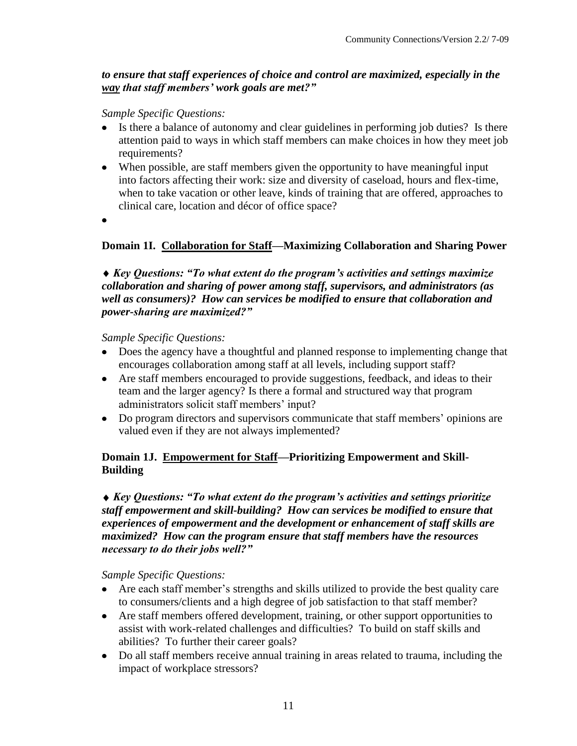***to ensure that staff experiences of choice and control are maximized, especially in the <u>way</u> that staff members' work goals are met?"***

*Sample Specific Questions:*

- Is there a balance of autonomy and clear guidelines in performing job duties? Is there attention paid to ways in which staff members can make choices in how they meet job requirements?
- When possible, are staff members given the opportunity to have meaningful input into factors affecting their work: size and diversity of caseload, hours and flex-time, when to take vacation or other leave, kinds of training that are offered, approaches to clinical care, location and décor of office space?
- 

### Domain 1I. <u>Collaboration for Staff</u>—Maximizing Collaboration and Sharing Power

♦ ***Key Questions: "To what extent do the program's activities and settings maximize collaboration and sharing of power among staff, supervisors, and administrators (as well as consumers)? How can services be modified to ensure that collaboration and power-sharing are maximized?"***

*Sample Specific Questions:*

- Does the agency have a thoughtful and planned response to implementing change that encourages collaboration among staff at all levels, including support staff?
- Are staff members encouraged to provide suggestions, feedback, and ideas to their team and the larger agency? Is there a formal and structured way that program administrators solicit staff members' input?
- Do program directors and supervisors communicate that staff members' opinions are valued even if they are not always implemented?

### Domain 1J. <u>Empowerment for Staff</u>—Prioritizing Empowerment and Skill-Building

♦ ***Key Questions: "To what extent do the program's activities and settings prioritize staff empowerment and skill-building? How can services be modified to ensure that experiences of empowerment and the development or enhancement of staff skills are maximized? How can the program ensure that staff members have the resources necessary to do their jobs well?"***

*Sample Specific Questions:*

- Are each staff member's strengths and skills utilized to provide the best quality care to consumers/clients and a high degree of job satisfaction to that staff member?
- Are staff members offered development, training, or other support opportunities to assist with work-related challenges and difficulties? To build on staff skills and abilities? To further their career goals?
- Do all staff members receive annual training in areas related to trauma, including the impact of workplace stressors?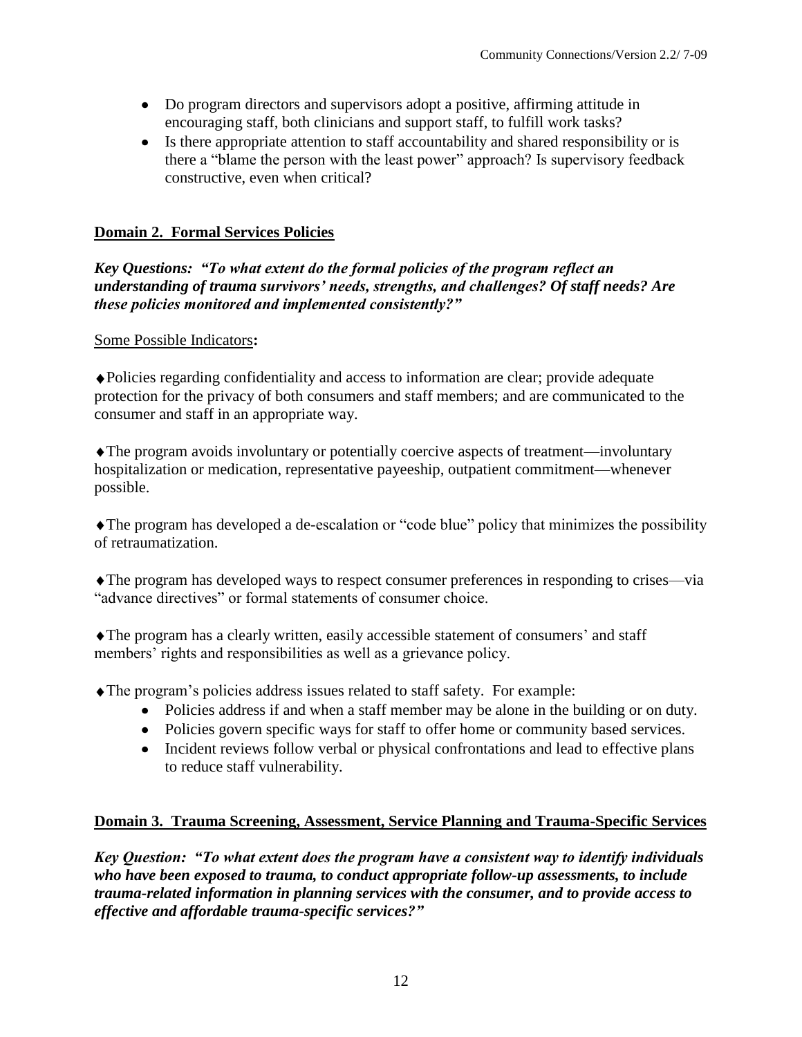- Do program directors and supervisors adopt a positive, affirming attitude in encouraging staff, both clinicians and support staff, to fulfill work tasks?
- Is there appropriate attention to staff accountability and shared responsibility or is there a "blame the person with the least power" approach? Is supervisory feedback constructive, even when critical?

## Domain 2. Formal Services Policies

***Key Questions: "To what extent do the formal policies of the program reflect an understanding of trauma survivors' needs, strengths, and challenges? Of staff needs? Are these policies monitored and implemented consistently?"***

Some Possible Indicators**:**

♦Policies regarding confidentiality and access to information are clear; provide adequate protection for the privacy of both consumers and staff members; and are communicated to the consumer and staff in an appropriate way.

♦The program avoids involuntary or potentially coercive aspects of treatment—involuntary hospitalization or medication, representative payeeship, outpatient commitment—whenever possible.

♦The program has developed a de-escalation or "code blue" policy that minimizes the possibility of retraumatization.

♦The program has developed ways to respect consumer preferences in responding to crises—via "advance directives" or formal statements of consumer choice.

♦The program has a clearly written, easily accessible statement of consumers' and staff members' rights and responsibilities as well as a grievance policy.

♦The program's policies address issues related to staff safety. For example:

- Policies address if and when a staff member may be alone in the building or on duty.
- Policies govern specific ways for staff to offer home or community based services.
- Incident reviews follow verbal or physical confrontations and lead to effective plans to reduce staff vulnerability.

## Domain 3. Trauma Screening, Assessment, Service Planning and Trauma-Specific Services

***Key Question: "To what extent does the program have a consistent way to identify individuals who have been exposed to trauma, to conduct appropriate follow-up assessments, to include trauma-related information in planning services with the consumer, and to provide access to effective and affordable trauma-specific services?"***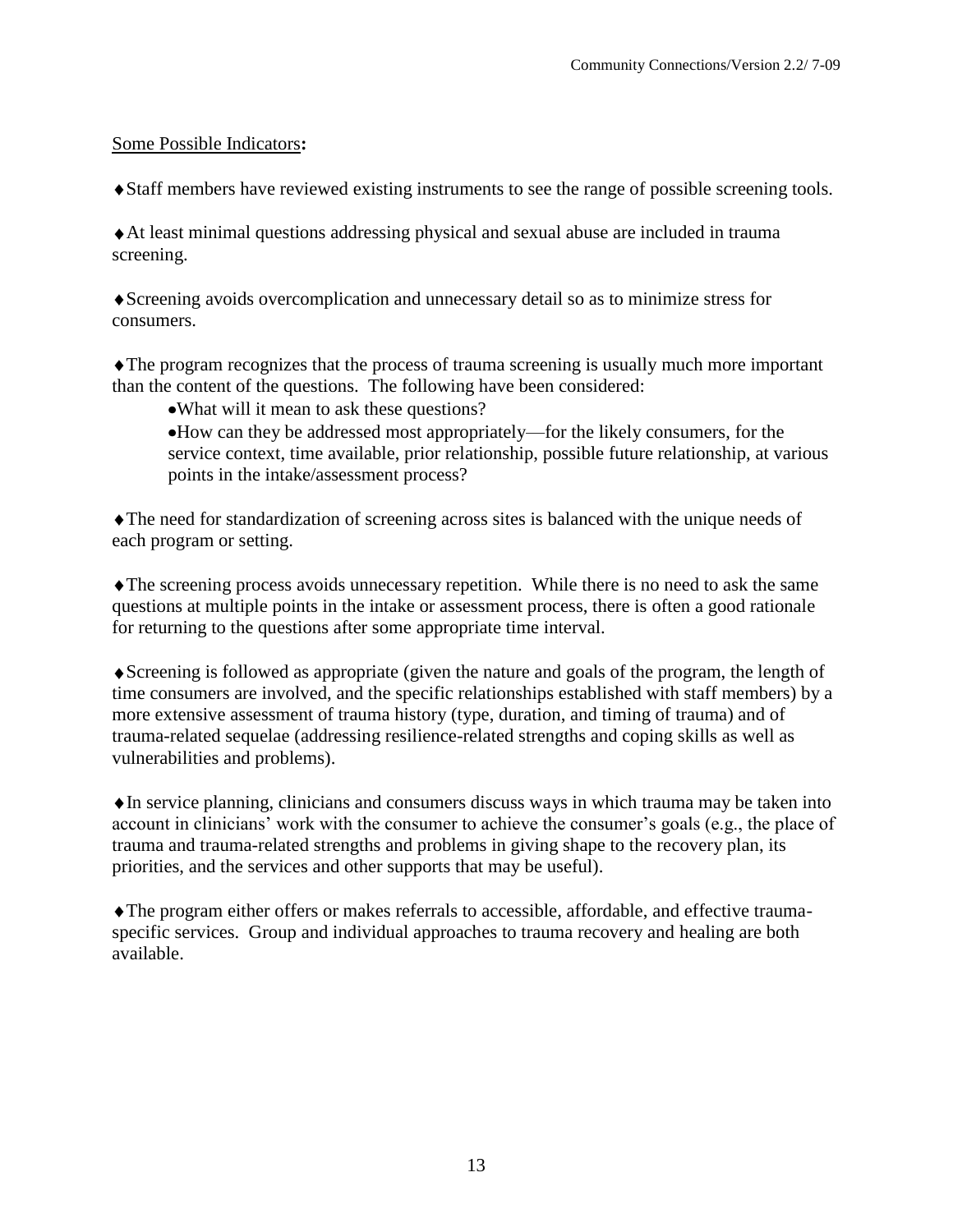Some Possible Indicators**:**

♦Staff members have reviewed existing instruments to see the range of possible screening tools.

♦At least minimal questions addressing physical and sexual abuse are included in trauma screening.

♦Screening avoids overcomplication and unnecessary detail so as to minimize stress for consumers.

♦The program recognizes that the process of trauma screening is usually much more important than the content of the questions. The following have been considered:

- What will it mean to ask these questions?
- How can they be addressed most appropriately—for the likely consumers, for the service context, time available, prior relationship, possible future relationship, at various points in the intake/assessment process?

♦The need for standardization of screening across sites is balanced with the unique needs of each program or setting.

♦The screening process avoids unnecessary repetition. While there is no need to ask the same questions at multiple points in the intake or assessment process, there is often a good rationale for returning to the questions after some appropriate time interval.

♦Screening is followed as appropriate (given the nature and goals of the program, the length of time consumers are involved, and the specific relationships established with staff members) by a more extensive assessment of trauma history (type, duration, and timing of trauma) and of trauma-related sequelae (addressing resilience-related strengths and coping skills as well as vulnerabilities and problems).

♦In service planning, clinicians and consumers discuss ways in which trauma may be taken into account in clinicians' work with the consumer to achieve the consumer's goals (e.g., the place of trauma and trauma-related strengths and problems in giving shape to the recovery plan, its priorities, and the services and other supports that may be useful).

♦The program either offers or makes referrals to accessible, affordable, and effective trauma-specific services. Group and individual approaches to trauma recovery and healing are both available.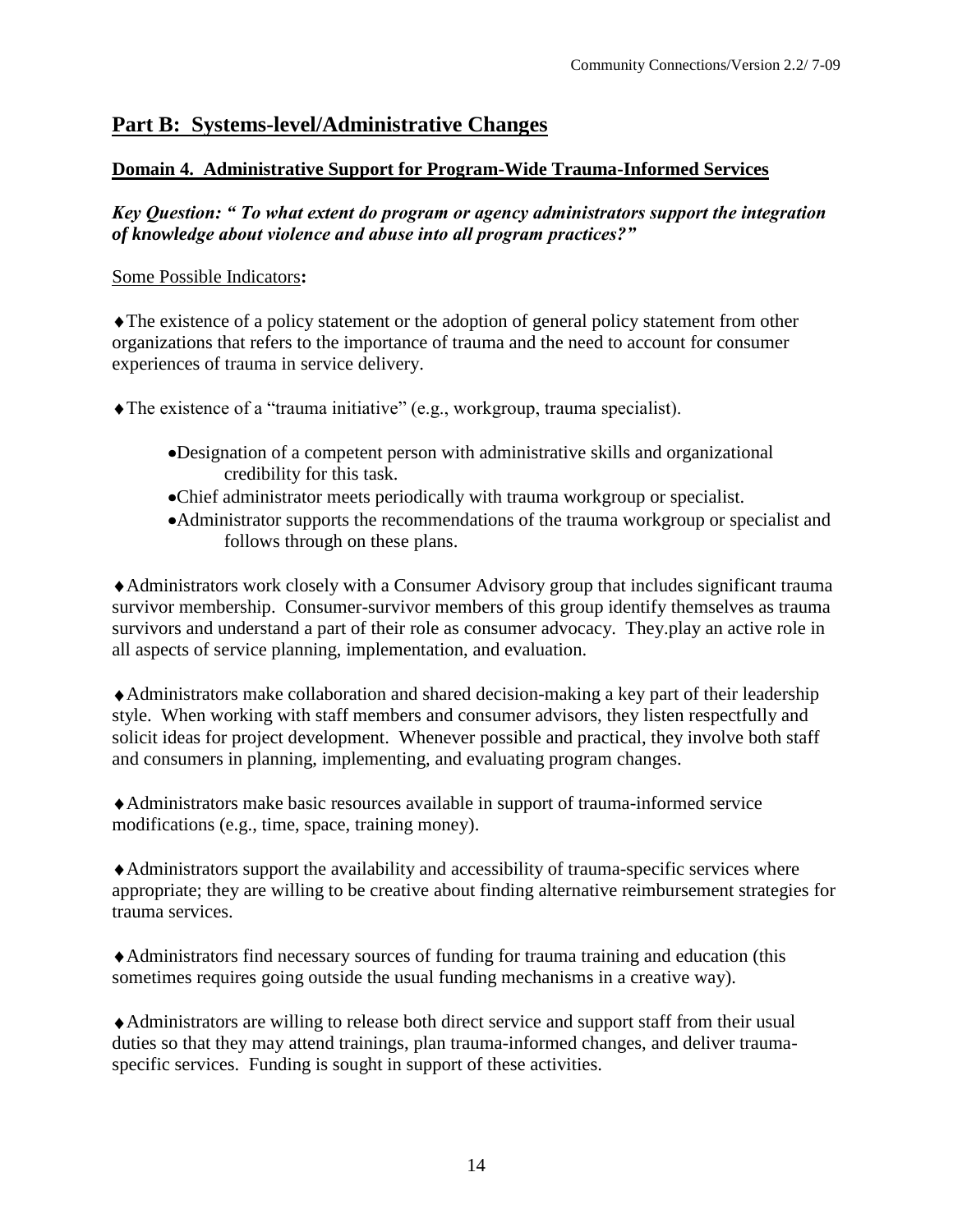## Part B: Systems-level/Administrative Changes

### Domain 4. Administrative Support for Program-Wide Trauma-Informed Services

***Key Question: " To what extent do program or agency administrators support the integration of knowledge about violence and abuse into all program practices?"***

Some Possible Indicators**:**

♦The existence of a policy statement or the adoption of general policy statement from other organizations that refers to the importance of trauma and the need to account for consumer experiences of trauma in service delivery.

♦The existence of a "trauma initiative" (e.g., workgroup, trauma specialist).

- Designation of a competent person with administrative skills and organizational credibility for this task.
- Chief administrator meets periodically with trauma workgroup or specialist.
- Administrator supports the recommendations of the trauma workgroup or specialist and follows through on these plans.

♦Administrators work closely with a Consumer Advisory group that includes significant trauma survivor membership. Consumer-survivor members of this group identify themselves as trauma survivors and understand a part of their role as consumer advocacy. They.play an active role in all aspects of service planning, implementation, and evaluation.

♦Administrators make collaboration and shared decision-making a key part of their leadership style. When working with staff members and consumer advisors, they listen respectfully and solicit ideas for project development. Whenever possible and practical, they involve both staff and consumers in planning, implementing, and evaluating program changes.

♦Administrators make basic resources available in support of trauma-informed service modifications (e.g., time, space, training money).

♦Administrators support the availability and accessibility of trauma-specific services where appropriate; they are willing to be creative about finding alternative reimbursement strategies for trauma services.

♦Administrators find necessary sources of funding for trauma training and education (this sometimes requires going outside the usual funding mechanisms in a creative way).

♦Administrators are willing to release both direct service and support staff from their usual duties so that they may attend trainings, plan trauma-informed changes, and deliver trauma-specific services. Funding is sought in support of these activities.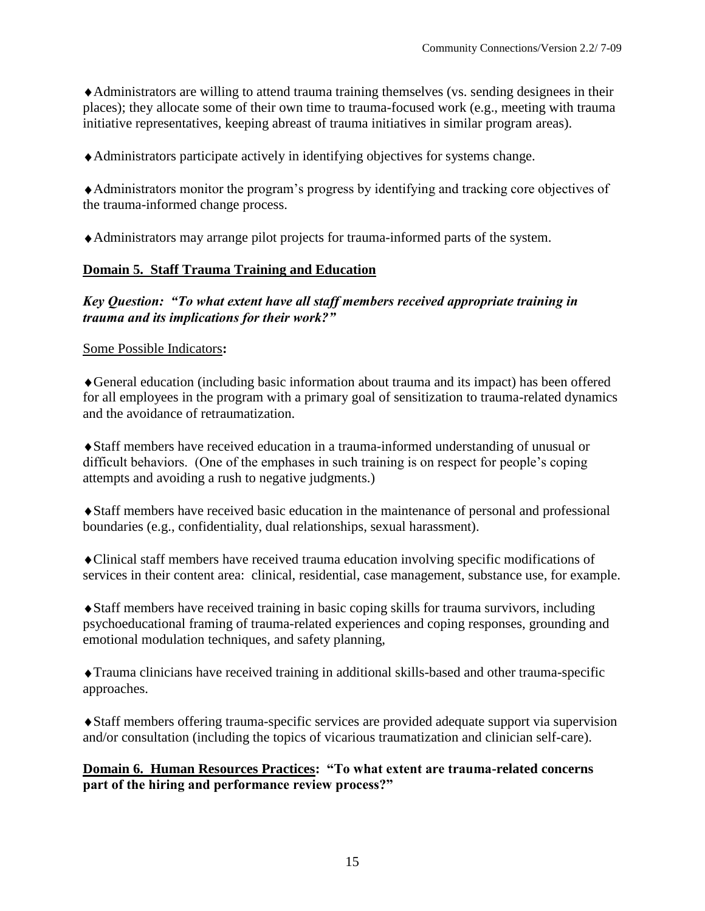♦Administrators are willing to attend trauma training themselves (vs. sending designees in their places); they allocate some of their own time to trauma-focused work (e.g., meeting with trauma initiative representatives, keeping abreast of trauma initiatives in similar program areas).

♦Administrators participate actively in identifying objectives for systems change.

♦Administrators monitor the program's progress by identifying and tracking core objectives of the trauma-informed change process.

♦Administrators may arrange pilot projects for trauma-informed parts of the system.

## Domain 5. Staff Trauma Training and Education

***Key Question: "To what extent have all staff members received appropriate training in trauma and its implications for their work?"***

Some Possible Indicators**:**

♦General education (including basic information about trauma and its impact) has been offered for all employees in the program with a primary goal of sensitization to trauma-related dynamics and the avoidance of retraumatization.

♦Staff members have received education in a trauma-informed understanding of unusual or difficult behaviors. (One of the emphases in such training is on respect for people's coping attempts and avoiding a rush to negative judgments.)

♦Staff members have received basic education in the maintenance of personal and professional boundaries (e.g., confidentiality, dual relationships, sexual harassment).

♦Clinical staff members have received trauma education involving specific modifications of services in their content area: clinical, residential, case management, substance use, for example.

♦Staff members have received training in basic coping skills for trauma survivors, including psychoeducational framing of trauma-related experiences and coping responses, grounding and emotional modulation techniques, and safety planning,

♦Trauma clinicians have received training in additional skills-based and other trauma-specific approaches.

♦Staff members offering trauma-specific services are provided adequate support via supervision and/or consultation (including the topics of vicarious traumatization and clinician self-care).

## Domain 6. Human Resources Practices: "To what extent are trauma-related concerns part of the hiring and performance review process?"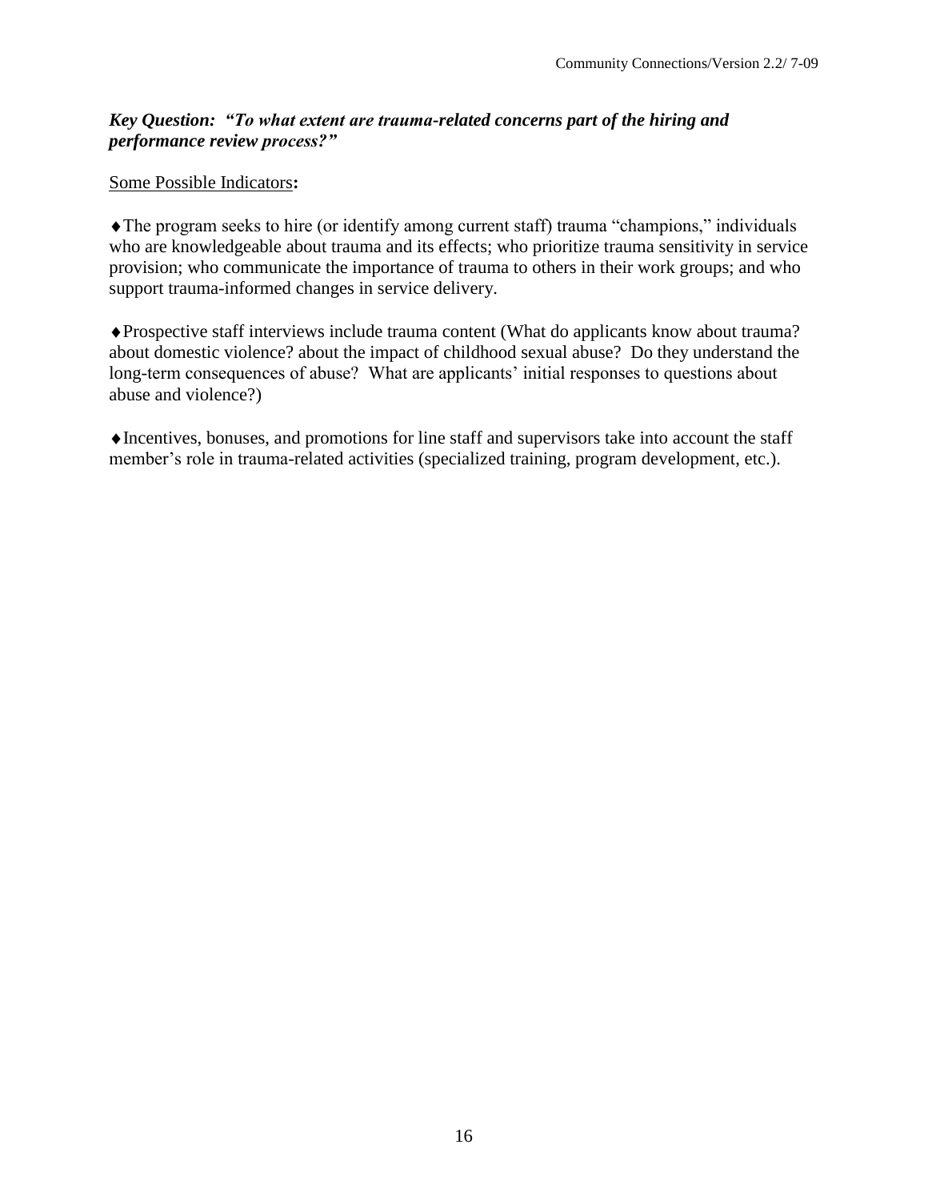***Key Question: "To what extent are trauma-related concerns part of the hiring and performance review process?"***

<u>Some Possible Indicators</u>**:**

♦The program seeks to hire (or identify among current staff) trauma "champions," individuals who are knowledgeable about trauma and its effects; who prioritize trauma sensitivity in service provision; who communicate the importance of trauma to others in their work groups; and who support trauma-informed changes in service delivery.

♦Prospective staff interviews include trauma content (What do applicants know about trauma? about domestic violence? about the impact of childhood sexual abuse? Do they understand the long-term consequences of abuse? What are applicants' initial responses to questions about abuse and violence?)

♦Incentives, bonuses, and promotions for line staff and supervisors take into account the staff member's role in trauma-related activities (specialized training, program development, etc.).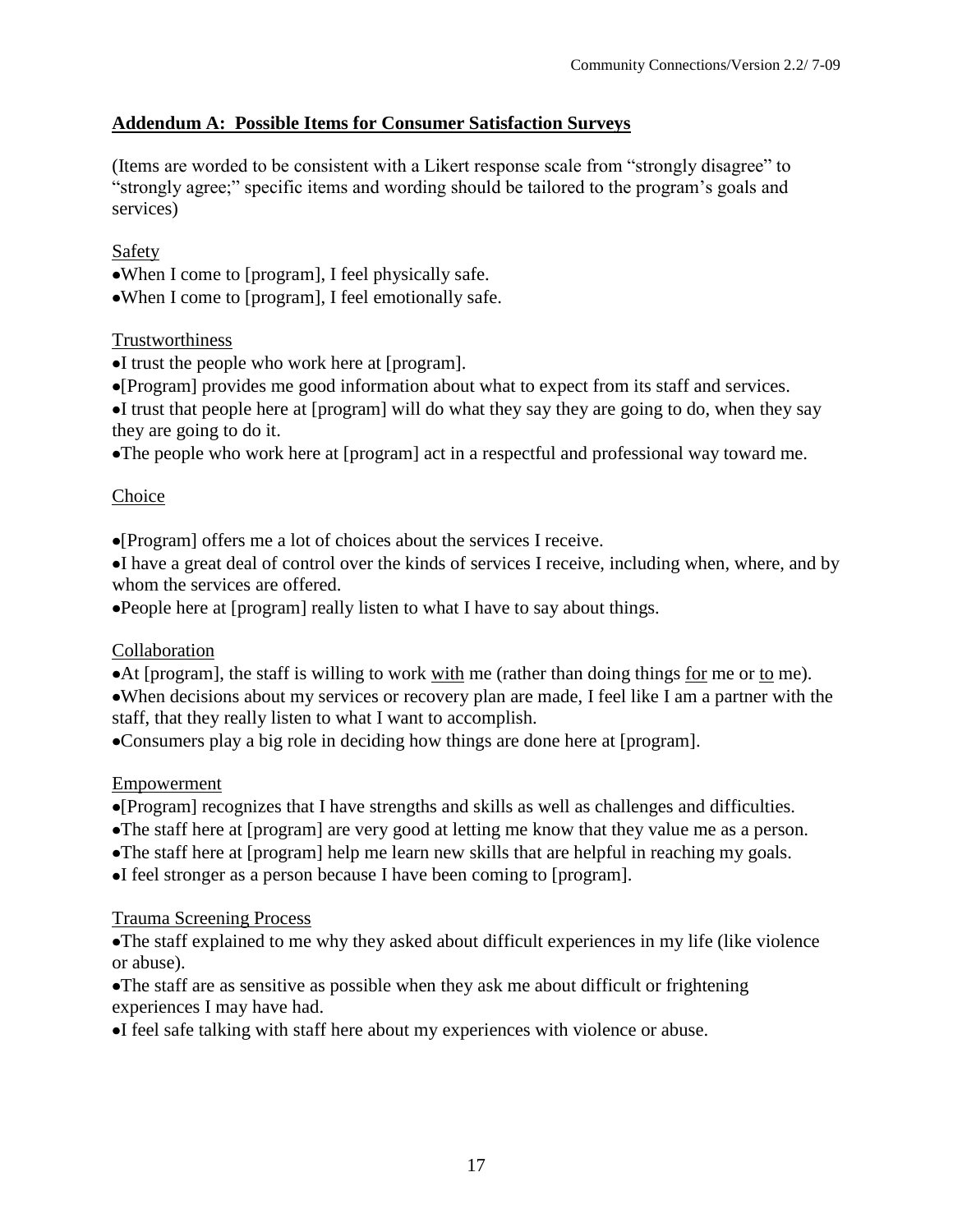## Addendum A: Possible Items for Consumer Satisfaction Surveys

(Items are worded to be consistent with a Likert response scale from "strongly disagree" to "strongly agree;" specific items and wording should be tailored to the program's goals and services)

Safety

- When I come to [program], I feel physically safe.
- When I come to [program], I feel emotionally safe.

Trustworthiness

- I trust the people who work here at [program].
- [Program] provides me good information about what to expect from its staff and services.
- I trust that people here at [program] will do what they say they are going to do, when they say they are going to do it.
- The people who work here at [program] act in a respectful and professional way toward me.

Choice

- [Program] offers me a lot of choices about the services I receive.
- I have a great deal of control over the kinds of services I receive, including when, where, and by whom the services are offered.
- People here at [program] really listen to what I have to say about things.

Collaboration

- At [program], the staff is willing to work with me (rather than doing things for me or to me).
- When decisions about my services or recovery plan are made, I feel like I am a partner with the staff, that they really listen to what I want to accomplish.
- Consumers play a big role in deciding how things are done here at [program].

Empowerment

- [Program] recognizes that I have strengths and skills as well as challenges and difficulties.
- The staff here at [program] are very good at letting me know that they value me as a person.
- The staff here at [program] help me learn new skills that are helpful in reaching my goals.
- I feel stronger as a person because I have been coming to [program].

Trauma Screening Process

- The staff explained to me why they asked about difficult experiences in my life (like violence or abuse).
- The staff are as sensitive as possible when they ask me about difficult or frightening experiences I may have had.
- I feel safe talking with staff here about my experiences with violence or abuse.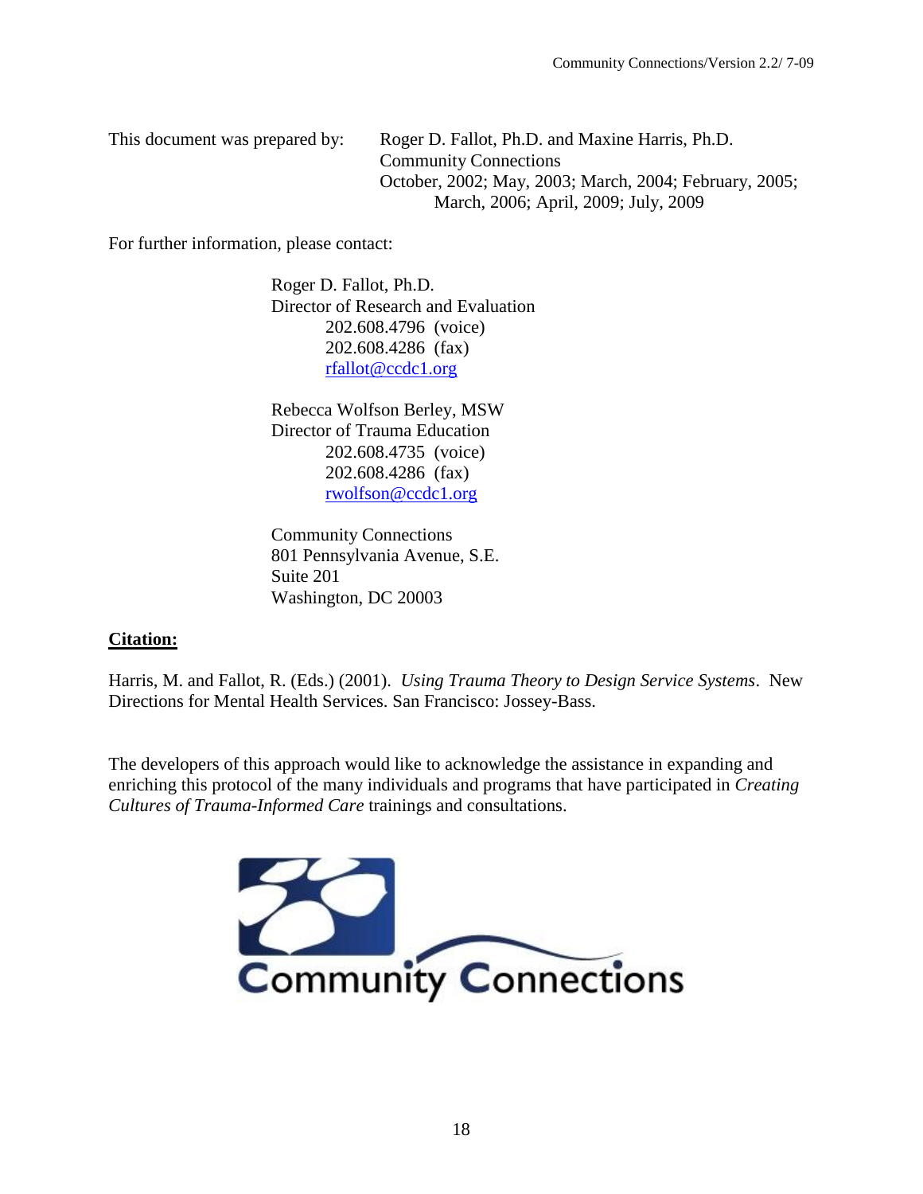This document was prepared by: Roger D. Fallot, Ph.D. and Maxine Harris, Ph.D.
Community Connections
October, 2002; May, 2003; March, 2004; February, 2005; March, 2006; April, 2009; July, 2009

For further information, please contact:

Roger D. Fallot, Ph.D.
Director of Research and Evaluation
202.608.4796 (voice)
202.608.4286 (fax)
rfallot@ccdc1.org

Rebecca Wolfson Berley, MSW
Director of Trauma Education
202.608.4735 (voice)
202.608.4286 (fax)
rwolfson@ccdc1.org

Community Connections
801 Pennsylvania Avenue, S.E.
Suite 201
Washington, DC 20003

**Citation:**

Harris, M. and Fallot, R. (Eds.) (2001). *Using Trauma Theory to Design Service Systems*. New Directions for Mental Health Services. San Francisco: Jossey-Bass.

The developers of this approach would like to acknowledge the assistance in expanding and enriching this protocol of the many individuals and programs that have participated in *Creating Cultures of Trauma-Informed Care* trainings and consultations.

Community Connections